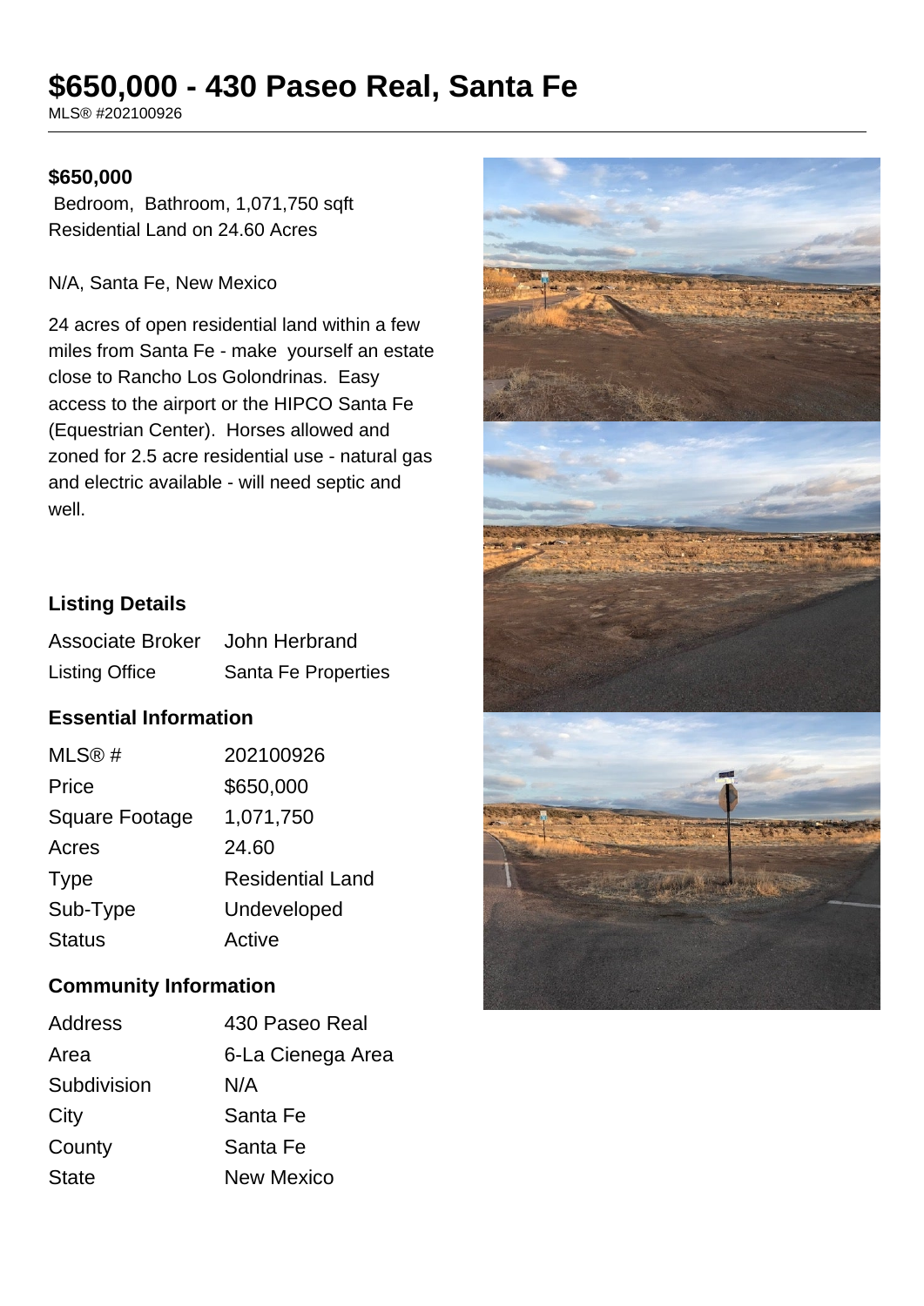# $650,000 - 430 Paseo Real, Santa Fe

MLS® #202100926

**$650,000**

Bedroom, Bathroom, 1,071,750 sqft
Residential Land on 24.60 Acres

N/A, Santa Fe, New Mexico

24 acres of open residential land within a few miles from Santa Fe - make yourself an estate close to Rancho Los Golondrinas. Easy access to the airport or the HIPCO Santa Fe (Equestrian Center). Horses allowed and zoned for 2.5 acre residential use - natural gas and electric available - will need septic and well.

### Listing Details

| | |
|---|---|
| Associate Broker | John Herbrand |
| Listing Office | Santa Fe Properties |

### Essential Information

| | |
|---|---|
| MLS® # | 202100926 |
| Price | $650,000 |
| Square Footage | 1,071,750 |
| Acres | 24.60 |
| Type | Residential Land |
| Sub-Type | Undeveloped |
| Status | Active |

### Community Information

| | |
|---|---|
| Address | 430 Paseo Real |
| Area | 6-La Cienega Area |
| Subdivision | N/A |
| City | Santa Fe |
| County | Santa Fe |
| State | New Mexico |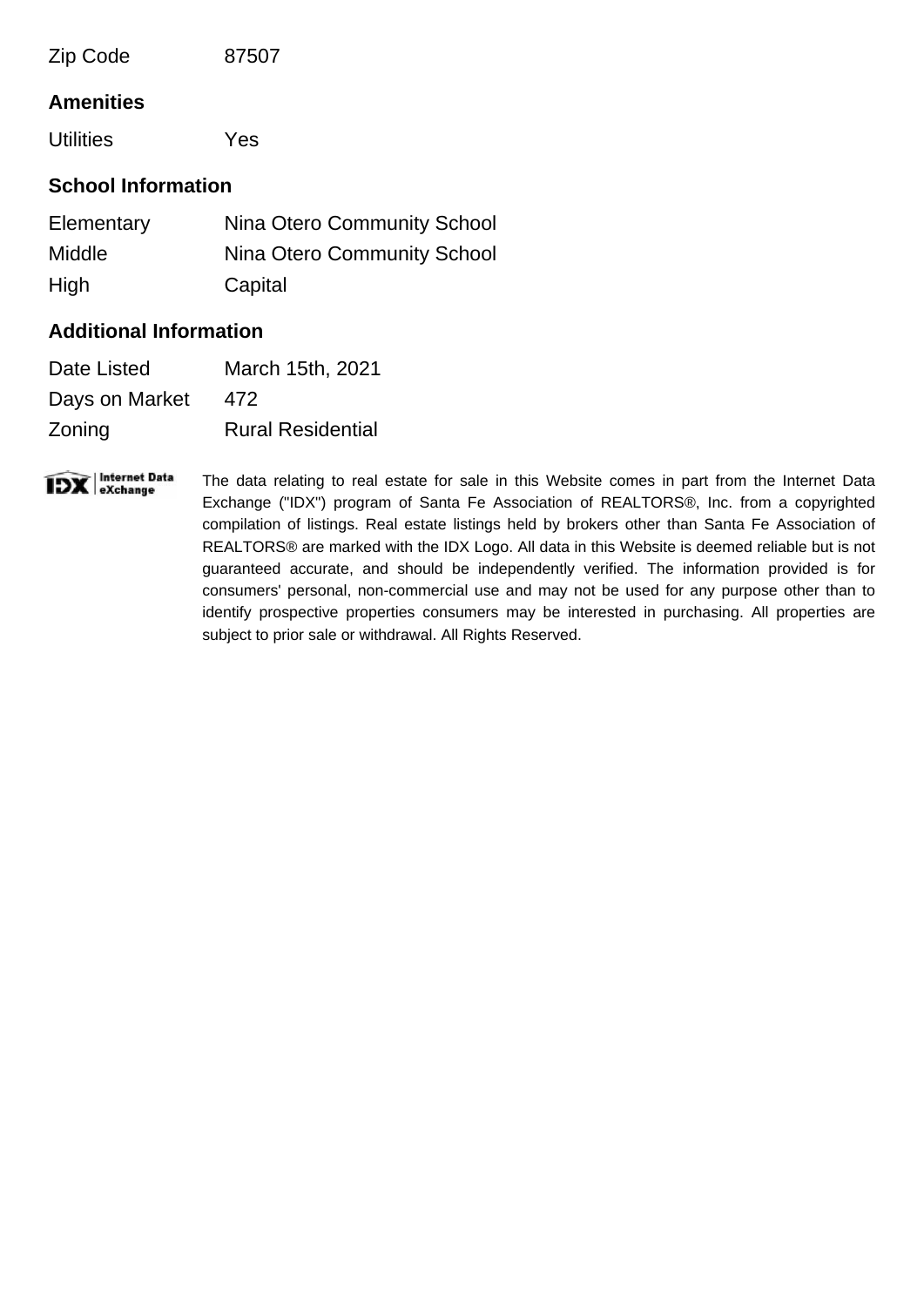| | |
|---|---|
| Zip Code | 87507 |

## Amenities

| | |
|---|---|
| Utilities | Yes |

## School Information

| | |
|---|---|
| Elementary | Nina Otero Community School |
| Middle | Nina Otero Community School |
| High | Capital |

## Additional Information

| | |
|---|---|
| Date Listed | March 15th, 2021 |
| Days on Market | 472 |
| Zoning | Rural Residential |

IDX | Internet Data eXchange

The data relating to real estate for sale in this Website comes in part from the Internet Data Exchange ("IDX") program of Santa Fe Association of REALTORS®, Inc. from a copyrighted compilation of listings. Real estate listings held by brokers other than Santa Fe Association of REALTORS® are marked with the IDX Logo. All data in this Website is deemed reliable but is not guaranteed accurate, and should be independently verified. The information provided is for consumers' personal, non-commercial use and may not be used for any purpose other than to identify prospective properties consumers may be interested in purchasing. All properties are subject to prior sale or withdrawal. All Rights Reserved.